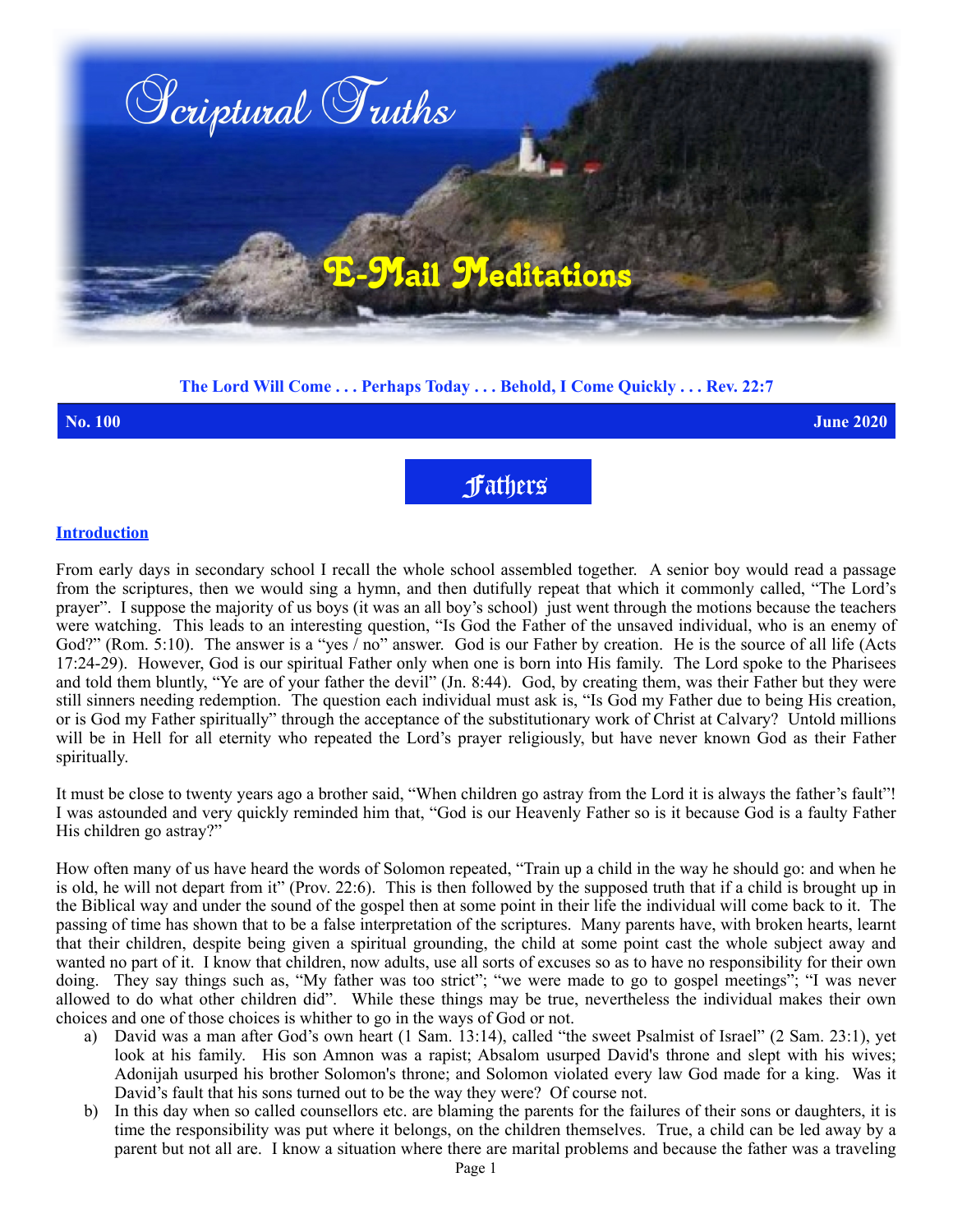# Scriptural Truths

## E-Mail Meditations

**The Lord Will Come . . . Perhaps Today . . . Behold, I Come Quickly . . . Rev. 22:7**

**No. 100** **June 2020**

# Fathers

### Introduction

From early days in secondary school I recall the whole school assembled together. A senior boy would read a passage from the scriptures, then we would sing a hymn, and then dutifully repeat that which it commonly called, "The Lord's prayer". I suppose the majority of us boys (it was an all boy's school) just went through the motions because the teachers were watching. This leads to an interesting question, "Is God the Father of the unsaved individual, who is an enemy of God?" (Rom. 5:10). The answer is a "yes / no" answer. God is our Father by creation. He is the source of all life (Acts 17:24-29). However, God is our spiritual Father only when one is born into His family. The Lord spoke to the Pharisees and told them bluntly, "Ye are of your father the devil" (Jn. 8:44). God, by creating them, was their Father but they were still sinners needing redemption. The question each individual must ask is, "Is God my Father due to being His creation, or is God my Father spiritually" through the acceptance of the substitutionary work of Christ at Calvary? Untold millions will be in Hell for all eternity who repeated the Lord's prayer religiously, but have never known God as their Father spiritually.

It must be close to twenty years ago a brother said, "When children go astray from the Lord it is always the father's fault"! I was astounded and very quickly reminded him that, "God is our Heavenly Father so is it because God is a faulty Father His children go astray?"

How often many of us have heard the words of Solomon repeated, "Train up a child in the way he should go: and when he is old, he will not depart from it" (Prov. 22:6). This is then followed by the supposed truth that if a child is brought up in the Biblical way and under the sound of the gospel then at some point in their life the individual will come back to it. The passing of time has shown that to be a false interpretation of the scriptures. Many parents have, with broken hearts, learnt that their children, despite being given a spiritual grounding, the child at some point cast the whole subject away and wanted no part of it. I know that children, now adults, use all sorts of excuses so as to have no responsibility for their own doing. They say things such as, "My father was too strict"; "we were made to go to gospel meetings"; "I was never allowed to do what other children did". While these things may be true, nevertheless the individual makes their own choices and one of those choices is whither to go in the ways of God or not.

a) David was a man after God's own heart (1 Sam. 13:14), called "the sweet Psalmist of Israel" (2 Sam. 23:1), yet look at his family. His son Amnon was a rapist; Absalom usurped David's throne and slept with his wives; Adonijah usurped his brother Solomon's throne; and Solomon violated every law God made for a king. Was it David's fault that his sons turned out to be the way they were? Of course not.

b) In this day when so called counsellors etc. are blaming the parents for the failures of their sons or daughters, it is time the responsibility was put where it belongs, on the children themselves. True, a child can be led away by a parent but not all are. I know a situation where there are marital problems and because the father was a traveling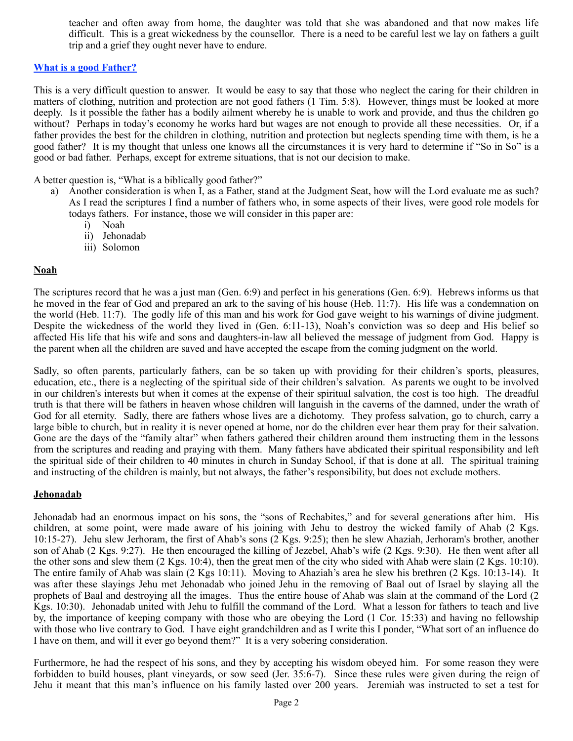teacher and often away from home, the daughter was told that she was abandoned and that now makes life difficult. This is a great wickedness by the counsellor. There is a need to be careful lest we lay on fathers a guilt trip and a grief they ought never have to endure.

## What is a good Father?

This is a very difficult question to answer. It would be easy to say that those who neglect the caring for their children in matters of clothing, nutrition and protection are not good fathers (1 Tim. 5:8). However, things must be looked at more deeply. Is it possible the father has a bodily ailment whereby he is unable to work and provide, and thus the children go without? Perhaps in today's economy he works hard but wages are not enough to provide all these necessities. Or, if a father provides the best for the children in clothing, nutrition and protection but neglects spending time with them, is he a good father? It is my thought that unless one knows all the circumstances it is very hard to determine if "So in So" is a good or bad father. Perhaps, except for extreme situations, that is not our decision to make.

A better question is, "What is a biblically good father?"

a) Another consideration is when I, as a Father, stand at the Judgment Seat, how will the Lord evaluate me as such? As I read the scriptures I find a number of fathers who, in some aspects of their lives, were good role models for todays fathers. For instance, those we will consider in this paper are:
   i) Noah
   ii) Jehonadab
   iii) Solomon

## Noah

The scriptures record that he was a just man (Gen. 6:9) and perfect in his generations (Gen. 6:9). Hebrews informs us that he moved in the fear of God and prepared an ark to the saving of his house (Heb. 11:7). His life was a condemnation on the world (Heb. 11:7). The godly life of this man and his work for God gave weight to his warnings of divine judgment. Despite the wickedness of the world they lived in (Gen. 6:11-13), Noah's conviction was so deep and His belief so affected His life that his wife and sons and daughters-in-law all believed the message of judgment from God. Happy is the parent when all the children are saved and have accepted the escape from the coming judgment on the world.

Sadly, so often parents, particularly fathers, can be so taken up with providing for their children's sports, pleasures, education, etc., there is a neglecting of the spiritual side of their children's salvation. As parents we ought to be involved in our children's interests but when it comes at the expense of their spiritual salvation, the cost is too high. The dreadful truth is that there will be fathers in heaven whose children will languish in the caverns of the damned, under the wrath of God for all eternity. Sadly, there are fathers whose lives are a dichotomy. They profess salvation, go to church, carry a large bible to church, but in reality it is never opened at home, nor do the children ever hear them pray for their salvation. Gone are the days of the "family altar" when fathers gathered their children around them instructing them in the lessons from the scriptures and reading and praying with them. Many fathers have abdicated their spiritual responsibility and left the spiritual side of their children to 40 minutes in church in Sunday School, if that is done at all. The spiritual training and instructing of the children is mainly, but not always, the father's responsibility, but does not exclude mothers.

## Jehonadab

Jehonadab had an enormous impact on his sons, the "sons of Rechabites," and for several generations after him. His children, at some point, were made aware of his joining with Jehu to destroy the wicked family of Ahab (2 Kgs. 10:15-27). Jehu slew Jerhoram, the first of Ahab's sons (2 Kgs. 9:25); then he slew Ahaziah, Jerhoram's brother, another son of Ahab (2 Kgs. 9:27). He then encouraged the killing of Jezebel, Ahab's wife (2 Kgs. 9:30). He then went after all the other sons and slew them (2 Kgs. 10:4), then the great men of the city who sided with Ahab were slain (2 Kgs. 10:10). The entire family of Ahab was slain (2 Kgs 10:11). Moving to Ahaziah's area he slew his brethren (2 Kgs. 10:13-14). It was after these slayings Jehu met Jehonadab who joined Jehu in the removing of Baal out of Israel by slaying all the prophets of Baal and destroying all the images. Thus the entire house of Ahab was slain at the command of the Lord (2 Kgs. 10:30). Jehonadab united with Jehu to fulfill the command of the Lord. What a lesson for fathers to teach and live by, the importance of keeping company with those who are obeying the Lord (1 Cor. 15:33) and having no fellowship with those who live contrary to God. I have eight grandchildren and as I write this I ponder, "What sort of an influence do I have on them, and will it ever go beyond them?" It is a very sobering consideration.

Furthermore, he had the respect of his sons, and they by accepting his wisdom obeyed him. For some reason they were forbidden to build houses, plant vineyards, or sow seed (Jer. 35:6-7). Since these rules were given during the reign of Jehu it meant that this man's influence on his family lasted over 200 years. Jeremiah was instructed to set a test for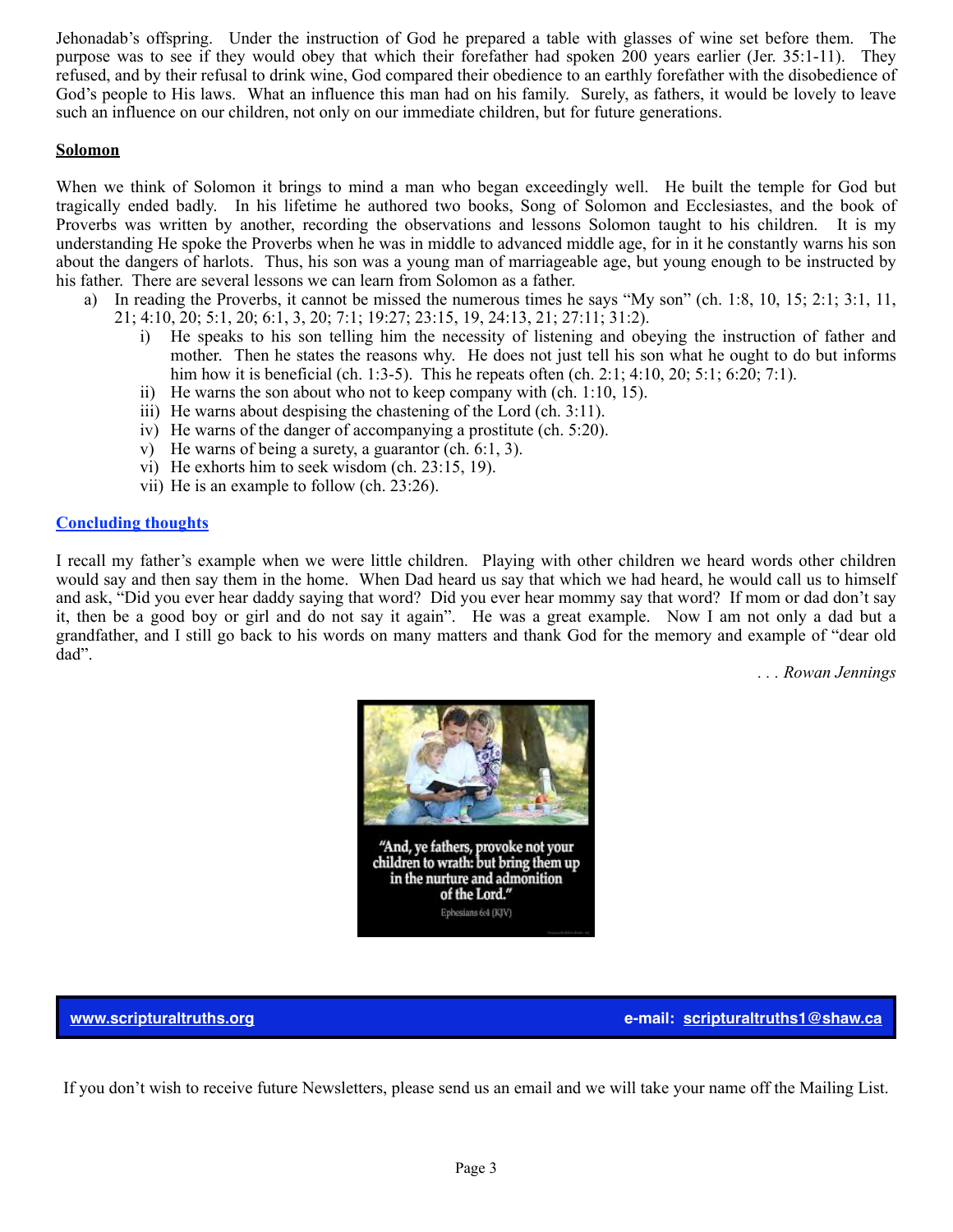Jehonadab's offspring. Under the instruction of God he prepared a table with glasses of wine set before them. The purpose was to see if they would obey that which their forefather had spoken 200 years earlier (Jer. 35:1-11). They refused, and by their refusal to drink wine, God compared their obedience to an earthly forefather with the disobedience of God's people to His laws. What an influence this man had on his family. Surely, as fathers, it would be lovely to leave such an influence on our children, not only on our immediate children, but for future generations.

**Solomon**

When we think of Solomon it brings to mind a man who began exceedingly well. He built the temple for God but tragically ended badly. In his lifetime he authored two books, Song of Solomon and Ecclesiastes, and the book of Proverbs was written by another, recording the observations and lessons Solomon taught to his children. It is my understanding He spoke the Proverbs when he was in middle to advanced middle age, for in it he constantly warns his son about the dangers of harlots. Thus, his son was a young man of marriageable age, but young enough to be instructed by his father. There are several lessons we can learn from Solomon as a father.

a) In reading the Proverbs, it cannot be missed the numerous times he says "My son" (ch. 1:8, 10, 15; 2:1; 3:1, 11, 21; 4:10, 20; 5:1, 20; 6:1, 3, 20; 7:1; 19:27; 23:15, 19, 24:13, 21; 27:11; 31:2).
   i) He speaks to his son telling him the necessity of listening and obeying the instruction of father and mother. Then he states the reasons why. He does not just tell his son what he ought to do but informs him how it is beneficial (ch. 1:3-5). This he repeats often (ch. 2:1; 4:10, 20; 5:1; 6:20; 7:1).
   ii) He warns the son about who not to keep company with (ch. 1:10, 15).
   iii) He warns about despising the chastening of the Lord (ch. 3:11).
   iv) He warns of the danger of accompanying a prostitute (ch. 5:20).
   v) He warns of being a surety, a guarantor (ch. 6:1, 3).
   vi) He exhorts him to seek wisdom (ch. 23:15, 19).
   vii) He is an example to follow (ch. 23:26).

**Concluding thoughts**

I recall my father's example when we were little children. Playing with other children we heard words other children would say and then say them in the home. When Dad heard us say that which we had heard, he would call us to himself and ask, "Did you ever hear daddy saying that word? Did you ever hear mommy say that word? If mom or dad don't say it, then be a good boy or girl and do not say it again". He was a great example. Now I am not only a dad but a grandfather, and I still go back to his words on many matters and thank God for the memory and example of "dear old dad".

*. . . Rowan Jennings*

"And, ye fathers, provoke not your children to wrath: but bring them up in the nurture and admonition of the Lord."
Ephesians 6:4 (KJV)

**www.scripturaltruths.org** **e-mail: scripturaltruths1@shaw.ca**

If you don't wish to receive future Newsletters, please send us an email and we will take your name off the Mailing List.